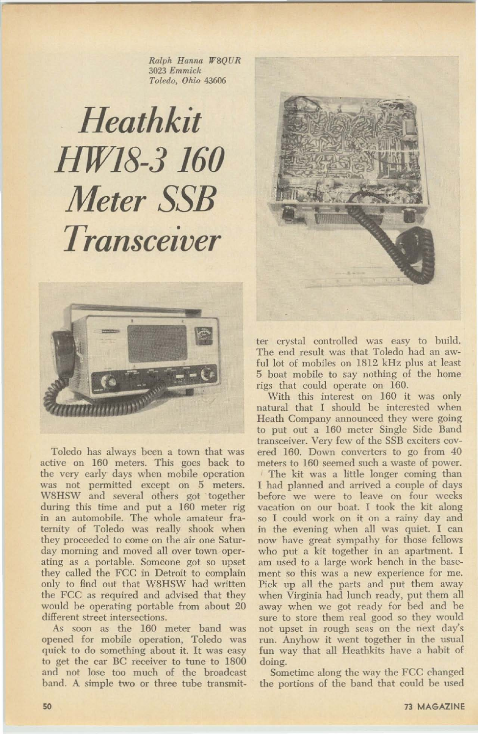*Ralph Hanna W8QUR*
*3023 Emmick*
*Toledo, Ohio 43606*

# Heathkit HW18-3 160 Meter SSB Transceiver

Toledo has always been a town that was active on 160 meters. This goes back to the very early days when mobile operation was not permitted except on 5 meters. W8HSW and several others got together during this time and put a 160 meter rig in an automobile. The whole amateur fraternity of Toledo was really shook when they proceeded to come on the air one Saturday morning and moved all over town operating as a portable. Someone got so upset they called the FCC in Detroit to complain only to find out that W8HSW had written the FCC as required and advised that they would be operating portable from about 20 different street intersections.

As soon as the 160 meter band was opened for mobile operation, Toledo was quick to do something about it. It was easy to get the car BC receiver to tune to 1800 and not lose too much of the broadcast band. A simple two or three tube transmitter crystal controlled was easy to build. The end result was that Toledo had an awful lot of mobiles on 1812 kHz plus at least 5 boat mobile to say nothing of the home rigs that could operate on 160.

With this interest on 160 it was only natural that I should be interested when Heath Company announced they were going to put out a 160 meter Single Side Band transceiver. Very few of the SSB exciters covered 160. Down converters to go from 40 meters to 160 seemed such a waste of power.

The kit was a little longer coming than I had planned and arrived a couple of days before we were to leave on four weeks vacation on our boat. I took the kit along so I could work on it on a rainy day and in the evening when all was quiet. I can now have great sympathy for those fellows who put a kit together in an apartment. I am used to a large work bench in the basement so this was a new experience for me. Pick up all the parts and put them away when Virginia had lunch ready, put them all away when we got ready for bed and be sure to store them real good so they would not upset in rough seas on the next day's run. Anyhow it went together in the usual fun way that all Heathkits have a habit of doing.

Sometime along the way the FCC changed the portions of the band that could be used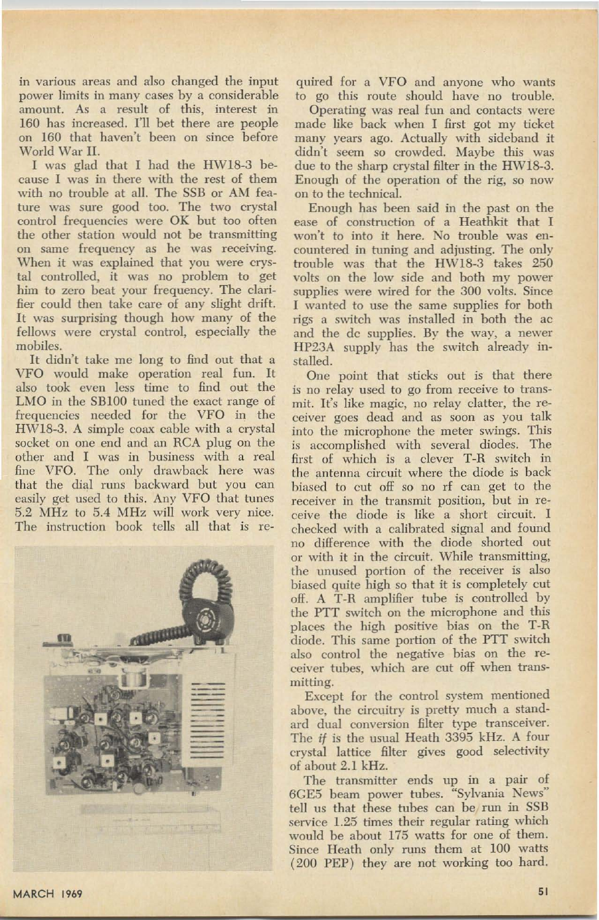in various areas and also changed the input power limits in many cases by a considerable amount. As a result of this, interest in 160 has increased. I'll bet there are people on 160 that haven't been on since before World War II.

I was glad that I had the HW18-3 because I was in there with the rest of them with no trouble at all. The SSB or AM feature was sure good too. The two crystal control frequencies were OK but too often the other station would not be transmitting on same frequency as he was receiving. When it was explained that you were crystal controlled, it was no problem to get him to zero beat your frequency. The clarifier could then take care of any slight drift. It was surprising though how many of the fellows were crystal control, especially the mobiles.

It didn't take me long to find out that a VFO would make operation real fun. It also took even less time to find out the LMO in the SB100 tuned the exact range of frequencies needed for the VFO in the HW18-3. A simple coax cable with a crystal socket on one end and an RCA plug on the other and I was in business with a real fine VFO. The only drawback here was that the dial runs backward but you can easily get used to this. Any VFO that tunes 5.2 MHz to 5.4 MHz will work very nice. The instruction book tells all that is required for a VFO and anyone who wants to go this route should have no trouble.

Operating was real fun and contacts were made like back when I first got my ticket many years ago. Actually with sideband it didn't seem so crowded. Maybe this was due to the sharp crystal filter in the HW18-3. Enough of the operation of the rig, so now on to the technical.

Enough has been said in the past on the ease of construction of a Heathkit that I won't to into it here. No trouble was encountered in tuning and adjusting. The only trouble was that the HW18-3 takes 250 volts on the low side and both my power supplies were wired for the 300 volts. Since I wanted to use the same supplies for both rigs a switch was installed in both the ac and the dc supplies. By the way, a newer HP23A supply has the switch already installed.

One point that sticks out is that there is no relay used to go from receive to transmit. It's like magic, no relay clatter, the receiver goes dead and as soon as you talk into the microphone the meter swings. This is accomplished with several diodes. The first of which is a clever T-R switch in the antenna circuit where the diode is back biased to cut off so no rf can get to the receiver in the transmit position, but in receive the diode is like a short circuit. I checked with a calibrated signal and found no difference with the diode shorted out or with it in the circuit. While transmitting, the unused portion of the receiver is also biased quite high so that it is completely cut off. A T-R amplifier tube is controlled by the PTT switch on the microphone and this places the high positive bias on the T-R diode. This same portion of the PTT switch also control the negative bias on the receiver tubes, which are cut off when transmitting.

Except for the control system mentioned above, the circuitry is pretty much a standard dual conversion filter type transceiver. The *if* is the usual Heath 3395 kHz. A four crystal lattice filter gives good selectivity of about 2.1 kHz.

The transmitter ends up in a pair of 6GE5 beam power tubes. "Sylvania News" tell us that these tubes can be run in SSB service 1.25 times their regular rating which would be about 175 watts for one of them. Since Heath only runs them at 100 watts (200 PEP) they are not working too hard.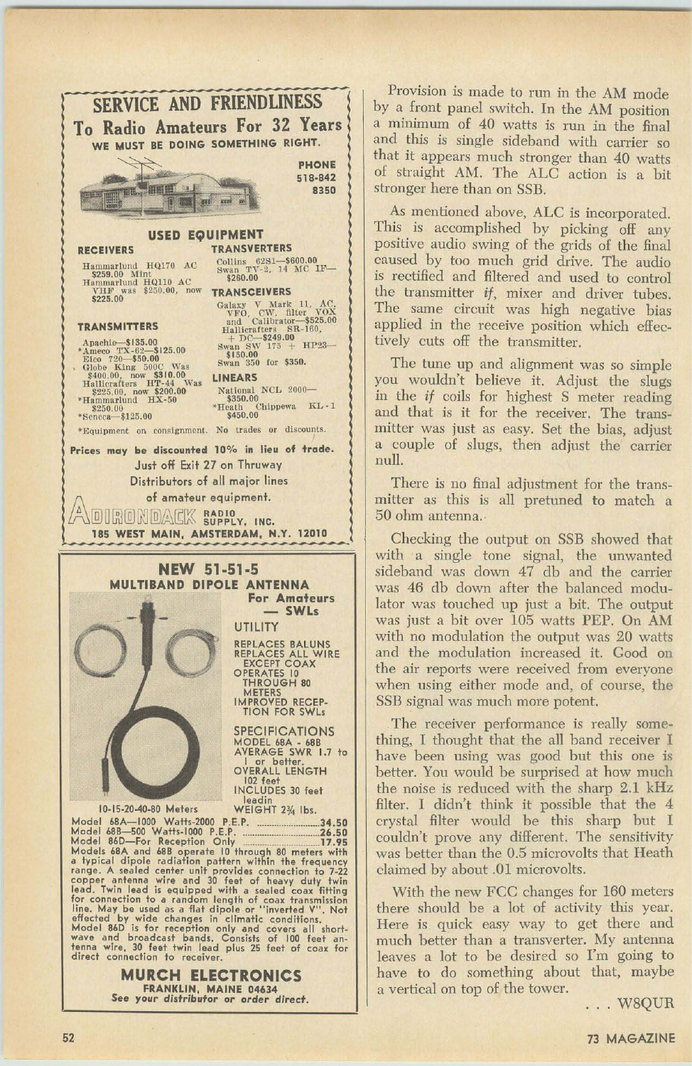## SERVICE AND FRIENDLINESS

### To Radio Amateurs For 32 Years

**WE MUST BE DOING SOMETHING RIGHT.**

**PHONE 518-842 8350**

### USED EQUIPMENT

**RECEIVERS**

Hammarlund HQ170 AC $259.00 Mint
Hammarlund HQ110 AC VHF was $250.00, now $225.00

**TRANSMITTERS**

Apache—$135.00
*Ameco TX-62—$125.00
Elco 720—$50.00
Globe King 500C Was $400.00, now $310.00
Hallicrafters HT-44 Was $225.00, now $200.00
*Hammarlund HX-50 $250.00
*Seneca—$125.00

**TRANSVERTERS**

Collins 62S1—$600.00
Swan TV-2, 14 MC IF—$260.00

**TRANSCEIVERS**

Galaxy V Mark 11, AC, VFO, CW, filter VOX and Calibrator—$525.00
Hallicrafters SR-160, + DC—$249.00
Swan SW 175 + HP23—$150.00
Swan 350 for $350.

**LINEARS**

National NCL 2000—$350.00
*Heath Chippewa KL-1 $450.00

*Equipment on consignment. No trades or discounts.

**Prices may be discounted 10% in lieu of trade.**

Just off Exit 27 on Thruway

Distributors of all major lines of amateur equipment.

**ADIRONDACK RADIO SUPPLY, INC.**

**185 WEST MAIN, AMSTERDAM, N.Y. 12010**

## NEW 51-51-5

### MULTIBAND DIPOLE ANTENNA

**For Amateurs — SWLs**

UTILITY

REPLACES BALUNS
REPLACES ALL WIRE EXCEPT COAX
OPERATES 10 THROUGH 80 METERS
IMPROVED RECEPTION FOR SWLs

SPECIFICATIONS

MODEL 68A - 68B
AVERAGE SWR 1.7 to 1 or better.
OVERALL LENGTH 102 feet
INCLUDES 30 feet leadin
WEIGHT 2¾ lbs.

10-15-20-40-80 Meters

Model 68A—1000 Watts-2000 P.E.P. .......34.50
Model 68B—500 Watts-1000 P.E.P. .......26.50
Model 86D—For Reception Only .......17.95

Models 68A and 68B operate 10 through 80 meters with a typical dipole radiation pattern within the frequency range. A sealed center unit provides connection to 7-22 copper antenna wire and 30 feet of heavy duty twin lead. Twin lead is equipped with a sealed coax fitting for connection to a random length of coax transmission line. May be used as a flat dipole or "inverted V". Not effected by wide changes in climatic conditions. Model 86D is for reception only and covers all shortwave and broadcast bands. Consists of 100 feet antenna wire, 30 feet twin lead plus 25 feet of coax for direct connection to receiver.

**MURCH ELECTRONICS**
**FRANKLIN, MAINE 04634**
*See your distributor or order direct.*

Provision is made to run in the AM mode by a front panel switch. In the AM position a minimum of 40 watts is run in the final and this is single sideband with carrier so that it appears much stronger than 40 watts of straight AM. The ALC action is a bit stronger here than on SSB.

As mentioned above, ALC is incorporated. This is accomplished by picking off any positive audio swing of the grids of the final caused by too much grid drive. The audio is rectified and filtered and used to control the transmitter *if*, mixer and driver tubes. The same circuit was high negative bias applied in the receive position which effectively cuts off the transmitter.

The tune up and alignment was so simple you wouldn't believe it. Adjust the slugs in the *if* coils for highest S meter reading and that is it for the receiver. The transmitter was just as easy. Set the bias, adjust a couple of slugs, then adjust the carrier null.

There is no final adjustment for the transmitter as this is all pretuned to match a 50 ohm antenna.

Checking the output on SSB showed that with a single tone signal, the unwanted sideband was down 47 db and the carrier was 46 db down after the balanced modulator was touched up just a bit. The output was just a bit over 105 watts PEP. On AM with no modulation the output was 20 watts and the modulation increased it. Good on the air reports were received from everyone when using either mode and, of course, the SSB signal was much more potent.

The receiver performance is really something, I thought that the all band receiver I have been using was good but this one is better. You would be surprised at how much the noise is reduced with the sharp 2.1 kHz filter. I didn't think it possible that the 4 crystal filter would be this sharp but I couldn't prove any different. The sensitivity was better than the 0.5 microvolts that Heath claimed by about .01 microvolts.

With the new FCC changes for 160 meters there should be a lot of activity this year. Here is quick easy way to get there and much better than a transverter. My antenna leaves a lot to be desired so I'm going to have to do something about that, maybe a vertical on top of the tower.

. . . W8QUR